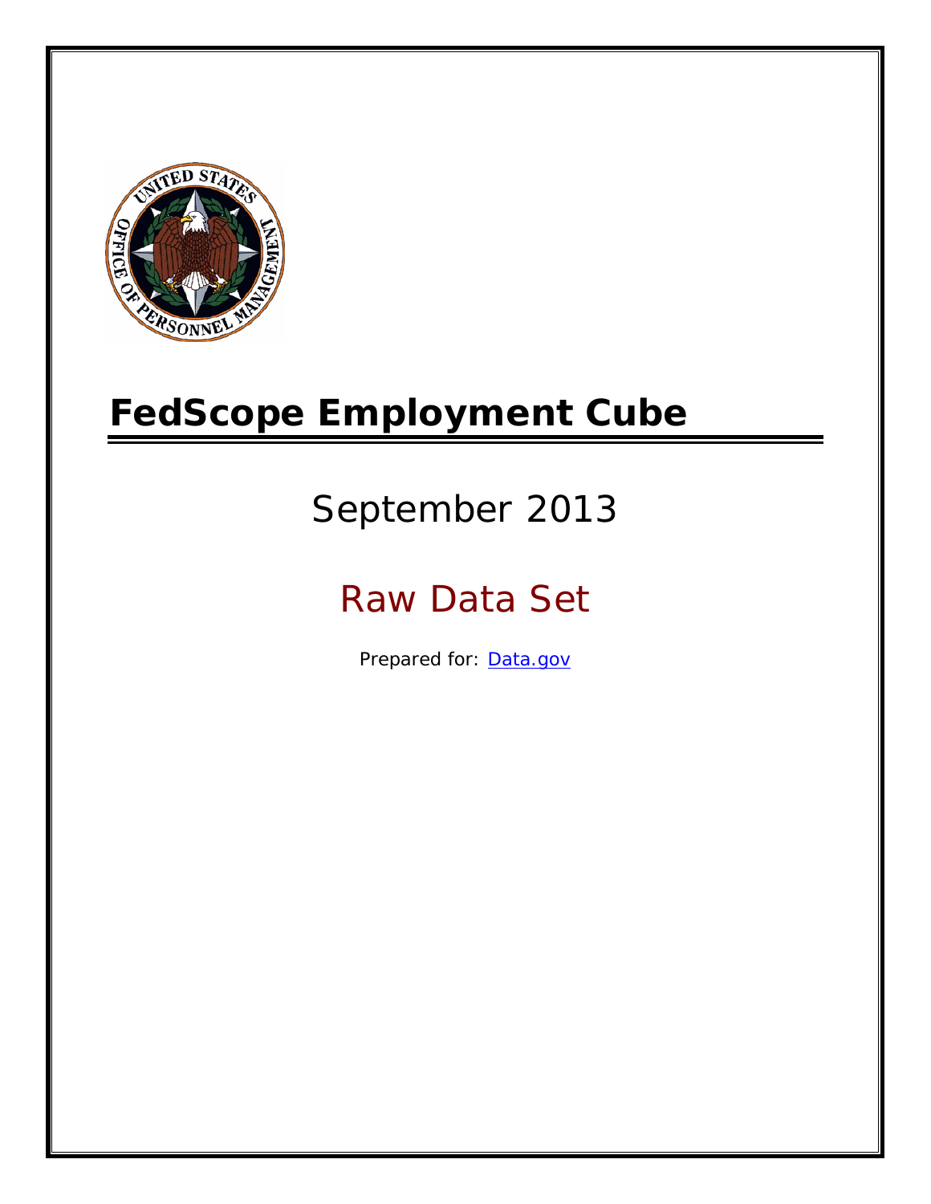# FedScope Employment Cube

## September 2013

## Raw Data Set

Prepared for: [Data.gov](http://www.data.gov)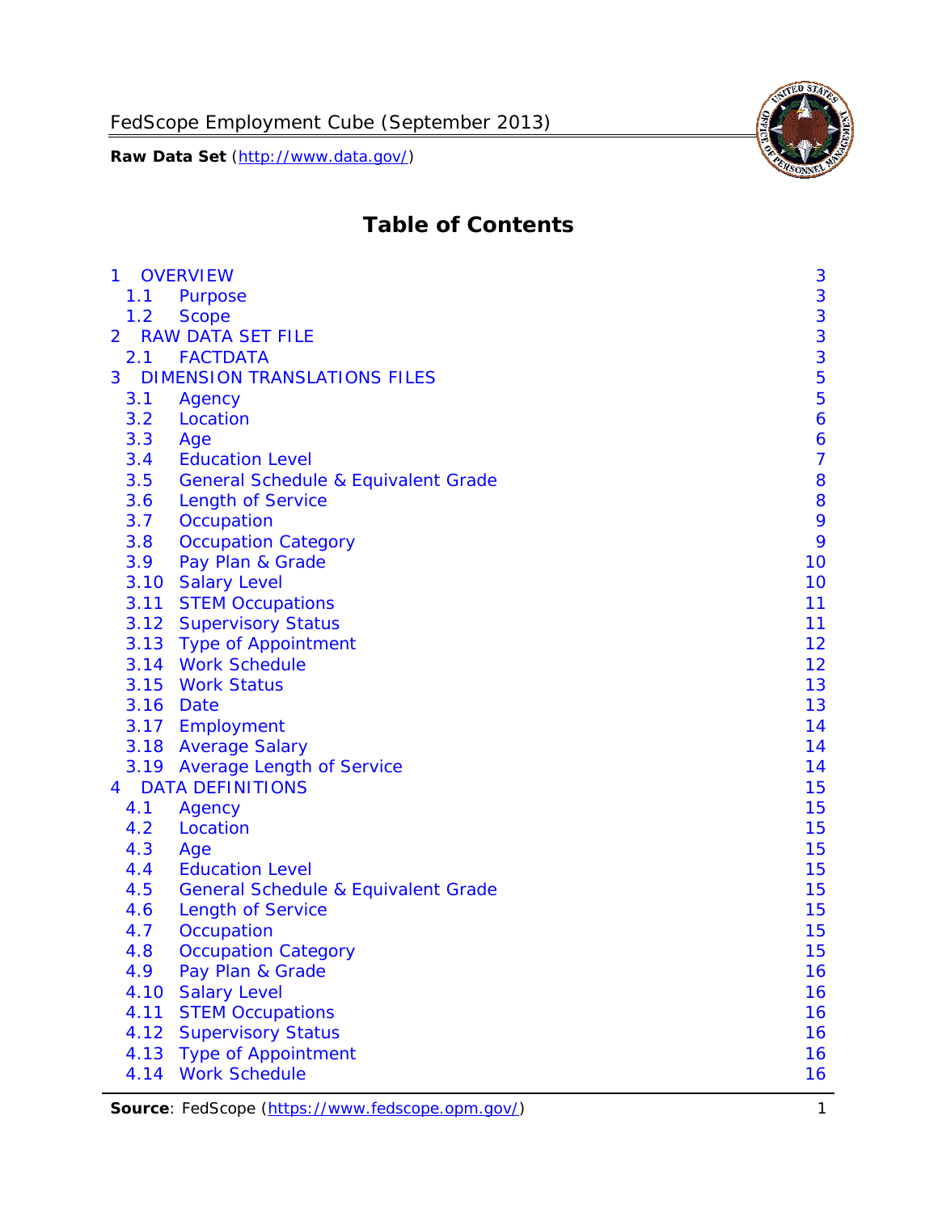# Table of Contents

| | | |
|---|---|---|
| 1 | OVERVIEW | 3 |
| 1.1 | Purpose | 3 |
| 1.2 | Scope | 3 |
| 2 | RAW DATA SET FILE | 3 |
| 2.1 | FACTDATA | 3 |
| 3 | DIMENSION TRANSLATIONS FILES | 5 |
| 3.1 | Agency | 5 |
| 3.2 | Location | 6 |
| 3.3 | Age | 6 |
| 3.4 | Education Level | 7 |
| 3.5 | General Schedule & Equivalent Grade | 8 |
| 3.6 | Length of Service | 8 |
| 3.7 | Occupation | 9 |
| 3.8 | Occupation Category | 9 |
| 3.9 | Pay Plan & Grade | 10 |
| 3.10 | Salary Level | 10 |
| 3.11 | STEM Occupations | 11 |
| 3.12 | Supervisory Status | 11 |
| 3.13 | Type of Appointment | 12 |
| 3.14 | Work Schedule | 12 |
| 3.15 | Work Status | 13 |
| 3.16 | Date | 13 |
| 3.17 | Employment | 14 |
| 3.18 | Average Salary | 14 |
| 3.19 | Average Length of Service | 14 |
| 4 | DATA DEFINITIONS | 15 |
| 4.1 | Agency | 15 |
| 4.2 | Location | 15 |
| 4.3 | Age | 15 |
| 4.4 | Education Level | 15 |
| 4.5 | General Schedule & Equivalent Grade | 15 |
| 4.6 | Length of Service | 15 |
| 4.7 | Occupation | 15 |
| 4.8 | Occupation Category | 15 |
| 4.9 | Pay Plan & Grade | 16 |
| 4.10 | Salary Level | 16 |
| 4.11 | STEM Occupations | 16 |
| 4.12 | Supervisory Status | 16 |
| 4.13 | Type of Appointment | 16 |
| 4.14 | Work Schedule | 16 |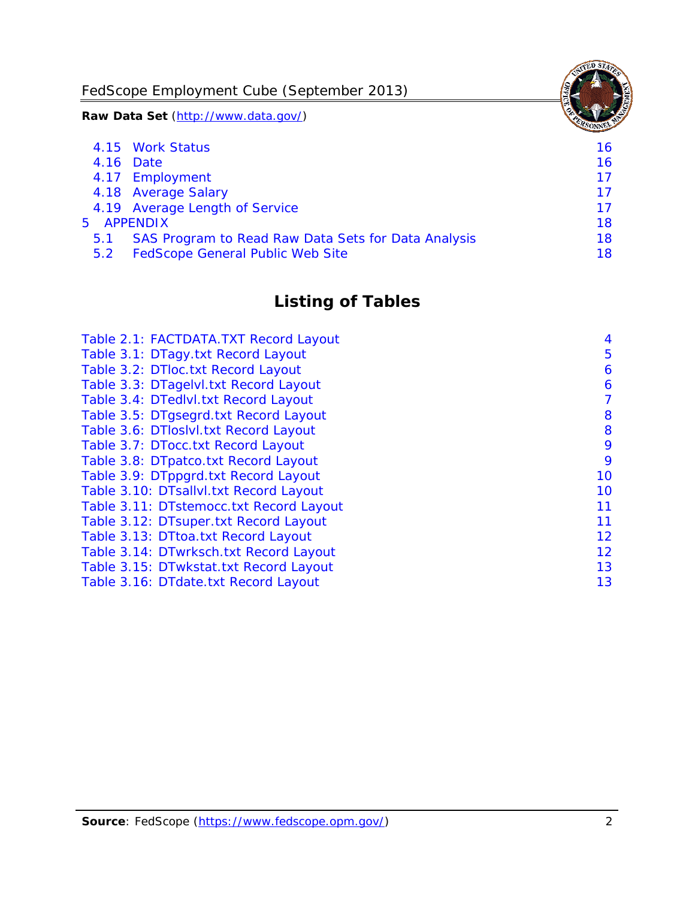4.15 Work Status 16
4.16 Date 16
4.17 Employment 17
4.18 Average Salary 17
4.19 Average Length of Service 17
5 APPENDIX 18
5.1 SAS Program to Read Raw Data Sets for Data Analysis 18
5.2 FedScope General Public Web Site 18

## Listing of Tables

Table 2.1: FACTDATA.TXT Record Layout 4
Table 3.1: DTagy.txt Record Layout 5
Table 3.2: DTloc.txt Record Layout 6
Table 3.3: DTagelvl.txt Record Layout 6
Table 3.4: DTedlvl.txt Record Layout 7
Table 3.5: DTgsegrd.txt Record Layout 8
Table 3.6: DTloslvl.txt Record Layout 8
Table 3.7: DTocc.txt Record Layout 9
Table 3.8: DTpatco.txt Record Layout 9
Table 3.9: DTppgrd.txt Record Layout 10
Table 3.10: DTsallvl.txt Record Layout 10
Table 3.11: DTstemocc.txt Record Layout 11
Table 3.12: DTsuper.txt Record Layout 11
Table 3.13: DTtoa.txt Record Layout 12
Table 3.14: DTwrksch.txt Record Layout 12
Table 3.15: DTwkstat.txt Record Layout 13
Table 3.16: DTdate.txt Record Layout 13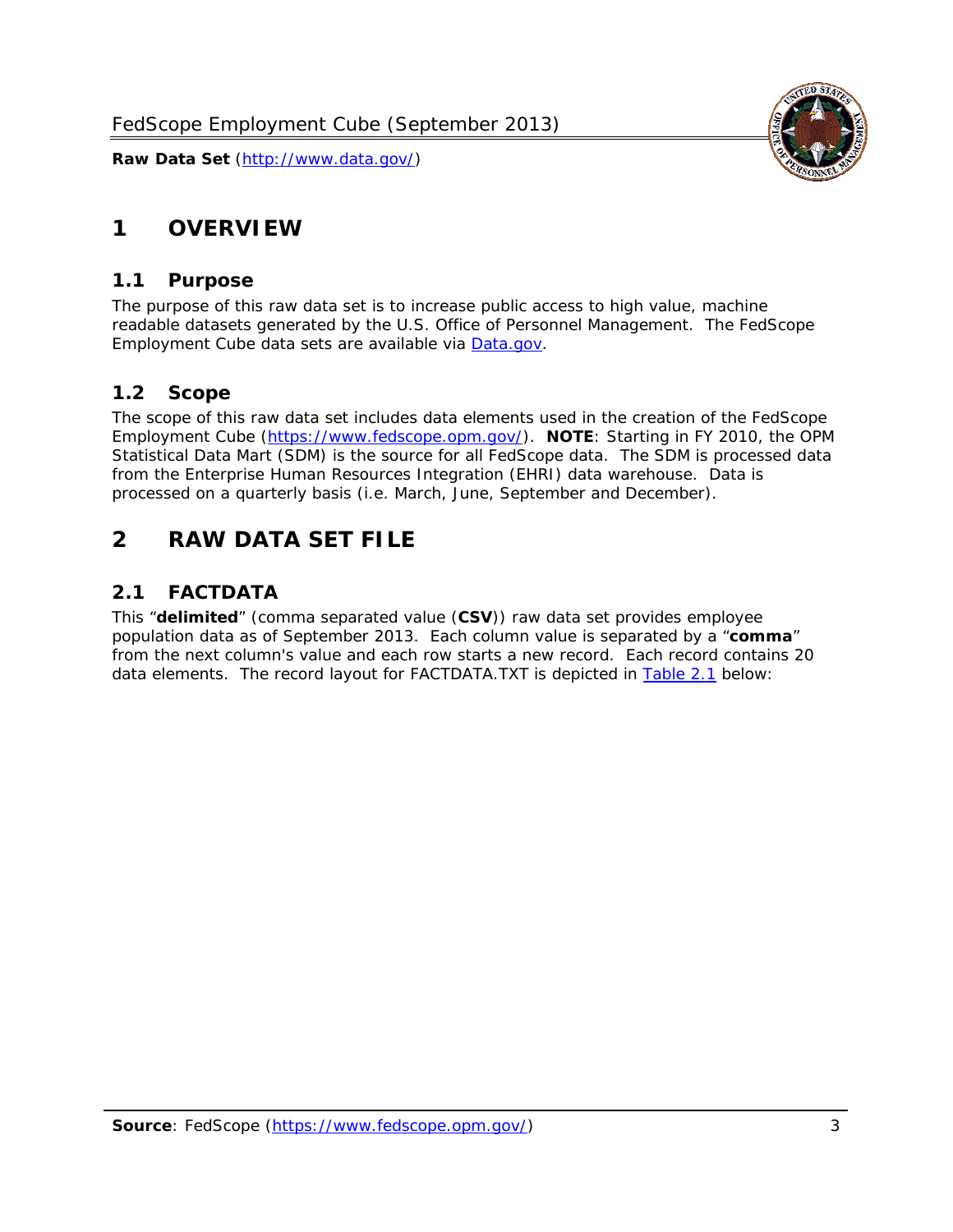# 1 OVERVIEW

## 1.1 Purpose

The purpose of this raw data set is to increase public access to high value, machine readable datasets generated by the U.S. Office of Personnel Management. The FedScope Employment Cube data sets are available via [Data.gov](http://www.data.gov/).

## 1.2 Scope

The scope of this raw data set includes data elements used in the creation of the FedScope Employment Cube ([https://www.fedscope.opm.gov/](https://www.fedscope.opm.gov/)). **NOTE**: Starting in FY 2010, the OPM Statistical Data Mart (SDM) is the source for all FedScope data. The SDM is processed data from the Enterprise Human Resources Integration (EHRI) data warehouse. Data is processed on a quarterly basis (i.e. March, June, September and December).

# 2 RAW DATA SET FILE

## 2.1 FACTDATA

This "**delimited**" (comma separated value (**CSV**)) raw data set provides employee population data as of September 2013. Each column value is separated by a "**comma**" from the next column's value and each row starts a new record. Each record contains 20 data elements. The record layout for FACTDATA.TXT is depicted in Table 2.1 below: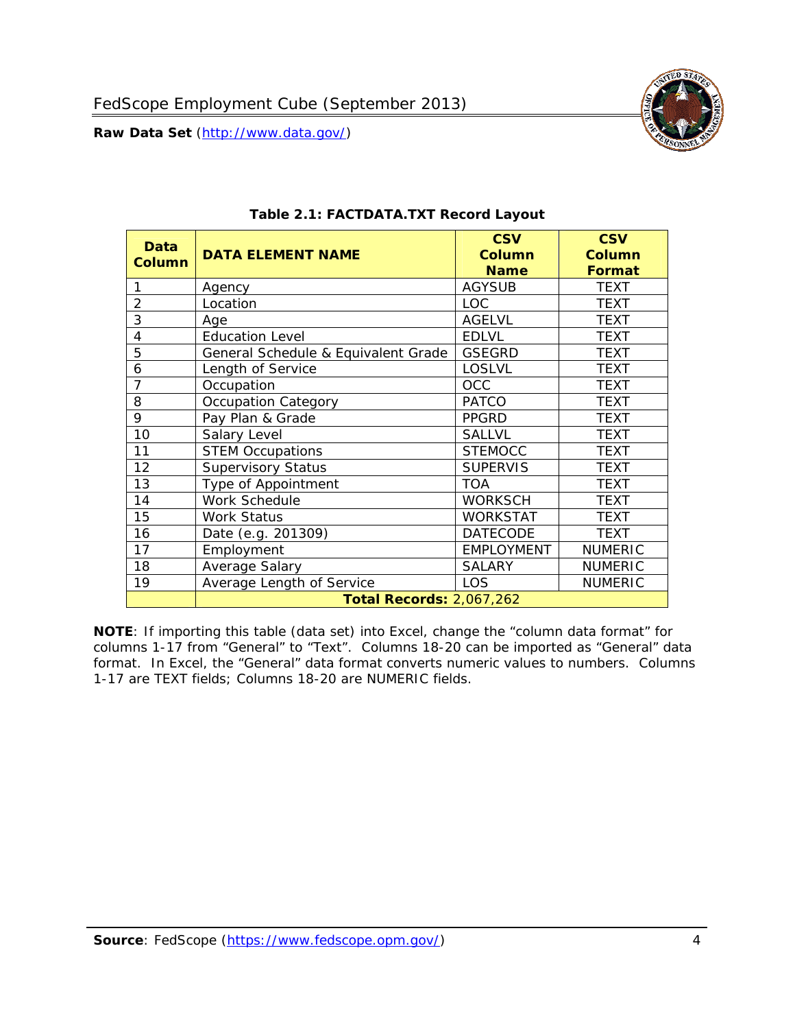**Table 2.1: FACTDATA.TXT Record Layout**

| Data Column | DATA ELEMENT NAME | CSV Column Name | CSV Column Format |
|---|---|---|---|
| 1 | Agency | AGYSUB | TEXT |
| 2 | Location | LOC | TEXT |
| 3 | Age | AGELVL | TEXT |
| 4 | Education Level | EDLVL | TEXT |
| 5 | General Schedule & Equivalent Grade | GSEGRD | TEXT |
| 6 | Length of Service | LOSLVL | TEXT |
| 7 | Occupation | OCC | TEXT |
| 8 | Occupation Category | PATCO | TEXT |
| 9 | Pay Plan & Grade | PPGRD | TEXT |
| 10 | Salary Level | SALLVL | TEXT |
| 11 | STEM Occupations | STEMOCC | TEXT |
| 12 | Supervisory Status | SUPERVIS | TEXT |
| 13 | Type of Appointment | TOA | TEXT |
| 14 | Work Schedule | WORKSCH | TEXT |
| 15 | Work Status | WORKSTAT | TEXT |
| 16 | Date (e.g. 201309) | DATECODE | TEXT |
| 17 | Employment | EMPLOYMENT | NUMERIC |
| 18 | Average Salary | SALARY | NUMERIC |
| 19 | Average Length of Service | LOS | NUMERIC |
| | **Total Records:** 2,067,262 | | |

**NOTE**: If importing this table (data set) into Excel, change the "column data format" for columns 1-17 from "General" to "Text". Columns 18-20 can be imported as "General" data format. In Excel, the "General" data format converts numeric values to numbers. Columns 1-17 are TEXT fields; Columns 18-20 are NUMERIC fields.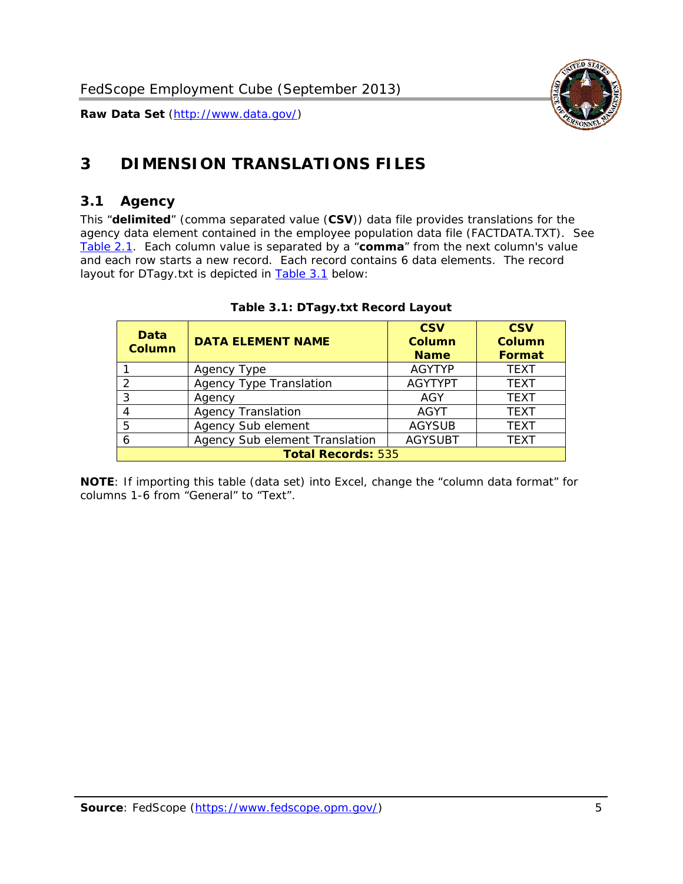# 3 DIMENSION TRANSLATIONS FILES

## 3.1 Agency

This "**delimited**" (comma separated value (**CSV**)) data file provides translations for the agency data element contained in the employee population data file (FACTDATA.TXT). See Table 2.1. Each column value is separated by a "**comma**" from the next column's value and each row starts a new record. Each record contains 6 data elements. The record layout for DTagy.txt is depicted in Table 3.1 below:

**Table 3.1: DTagy.txt Record Layout**

| Data Column | DATA ELEMENT NAME | CSV Column Name | CSV Column Format |
|---|---|---|---|
| 1 | Agency Type | AGYTYP | TEXT |
| 2 | Agency Type Translation | AGYTYPT | TEXT |
| 3 | Agency | AGY | TEXT |
| 4 | Agency Translation | AGYT | TEXT |
| 5 | Agency Sub element | AGYSUB | TEXT |
| 6 | Agency Sub element Translation | AGYSUBT | TEXT |
| **Total Records:** 535 | | | |

**NOTE**: If importing this table (data set) into Excel, change the "column data format" for columns 1-6 from "General" to "Text".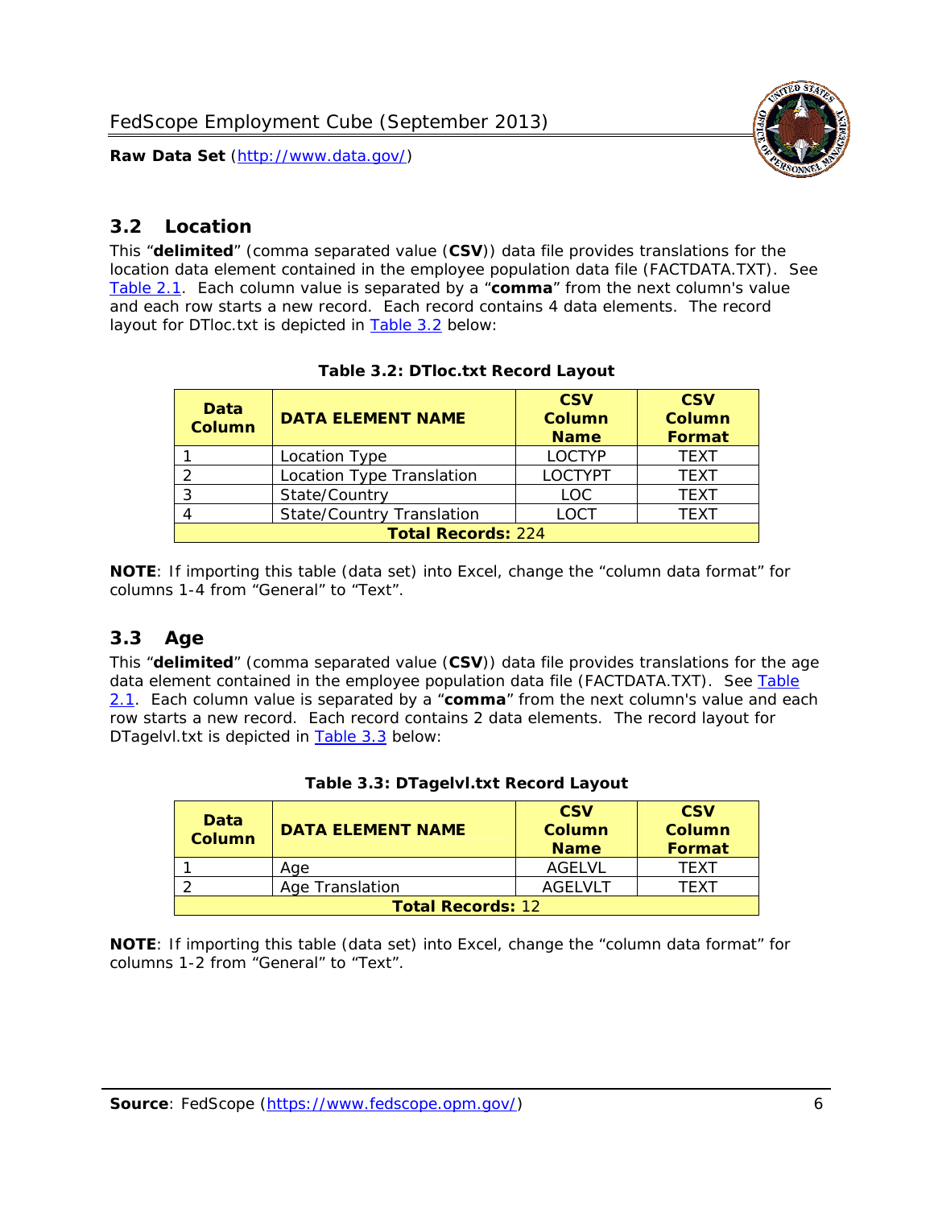## 3.2 Location

This "**delimited**" (comma separated value (**CSV**)) data file provides translations for the location data element contained in the employee population data file (FACTDATA.TXT). See Table 2.1. Each column value is separated by a "**comma**" from the next column's value and each row starts a new record. Each record contains 4 data elements. The record layout for DTloc.txt is depicted in Table 3.2 below:

**Table 3.2: DTloc.txt Record Layout**

| Data Column | DATA ELEMENT NAME | CSV Column Name | CSV Column Format |
|---|---|---|---|
| 1 | Location Type | LOCTYP | TEXT |
| 2 | Location Type Translation | LOCTYPT | TEXT |
| 3 | State/Country | LOC | TEXT |
| 4 | State/Country Translation | LOCT | TEXT |
| **Total Records:** 224 | | | |

**NOTE**: If importing this table (data set) into Excel, change the "column data format" for columns 1-4 from "General" to "Text".

## 3.3 Age

This "**delimited**" (comma separated value (**CSV**)) data file provides translations for the age data element contained in the employee population data file (FACTDATA.TXT). See Table 2.1. Each column value is separated by a "**comma**" from the next column's value and each row starts a new record. Each record contains 2 data elements. The record layout for DTagelvl.txt is depicted in Table 3.3 below:

**Table 3.3: DTagelvl.txt Record Layout**

| Data Column | DATA ELEMENT NAME | CSV Column Name | CSV Column Format |
|---|---|---|---|
| 1 | Age | AGELVL | TEXT |
| 2 | Age Translation | AGELVLT | TEXT |
| **Total Records:** 12 | | | |

**NOTE**: If importing this table (data set) into Excel, change the "column data format" for columns 1-2 from "General" to "Text".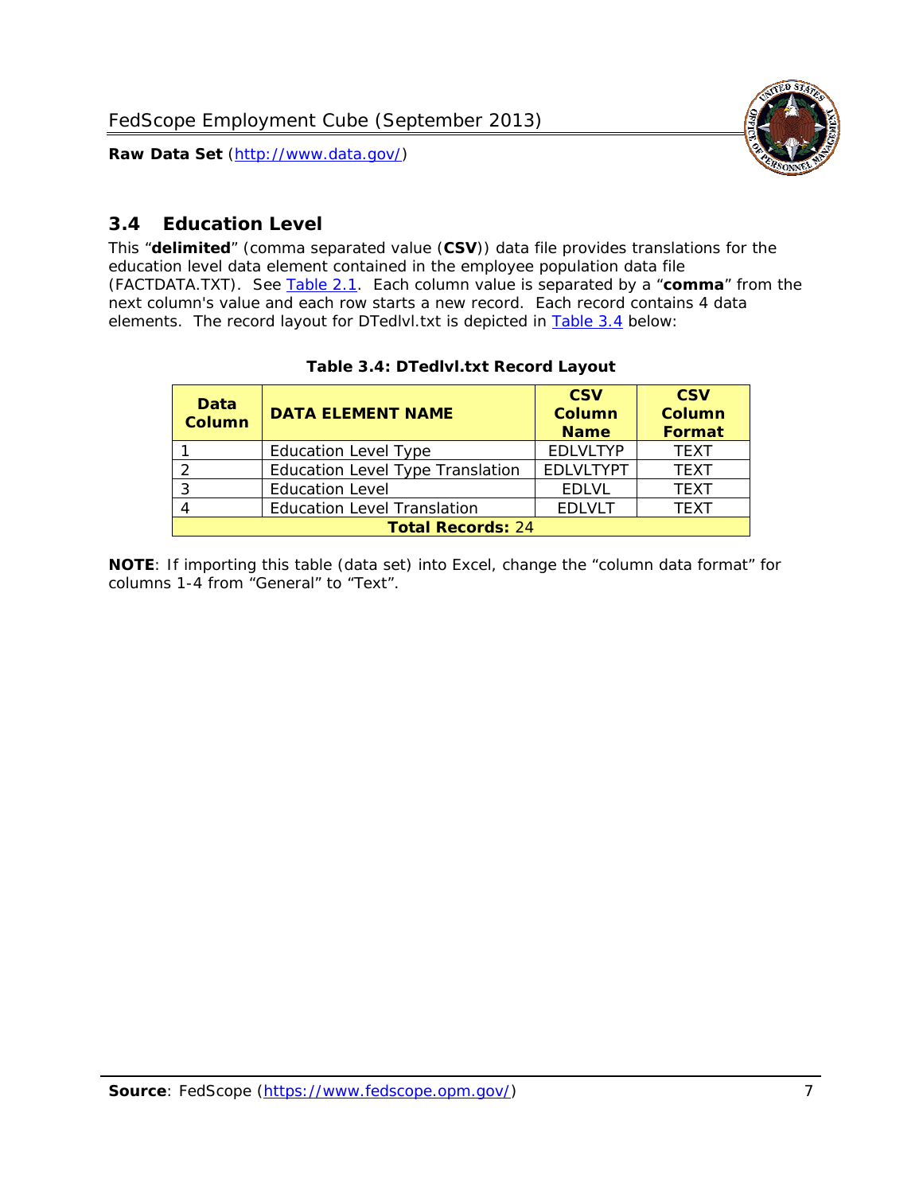## 3.4 Education Level

This "**delimited**" (comma separated value (**CSV**)) data file provides translations for the education level data element contained in the employee population data file (FACTDATA.TXT). See Table 2.1. Each column value is separated by a "**comma**" from the next column's value and each row starts a new record. Each record contains 4 data elements. The record layout for DTedlvl.txt is depicted in Table 3.4 below:

**Table 3.4: DTedlvl.txt Record Layout**

| Data Column | DATA ELEMENT NAME | CSV Column Name | CSV Column Format |
|---|---|---|---|
| 1 | Education Level Type | EDLVLTYP | TEXT |
| 2 | Education Level Type Translation | EDLVLTYPT | TEXT |
| 3 | Education Level | EDLVL | TEXT |
| 4 | Education Level Translation | EDLVLT | TEXT |
| **Total Records:** 24 | | | |

**NOTE**: If importing this table (data set) into Excel, change the "column data format" for columns 1-4 from "General" to "Text".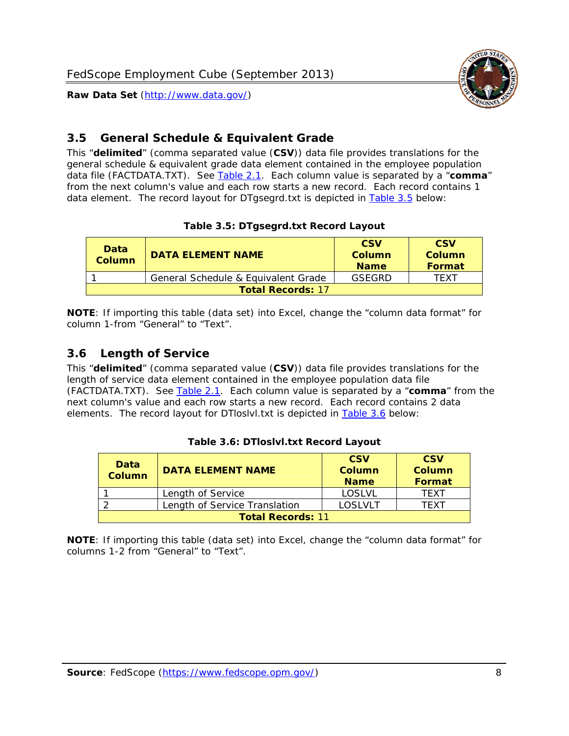## 3.5 General Schedule & Equivalent Grade

This "**delimited**" (comma separated value (**CSV**)) data file provides translations for the general schedule & equivalent grade data element contained in the employee population data file (FACTDATA.TXT). See Table 2.1. Each column value is separated by a "**comma**" from the next column's value and each row starts a new record. Each record contains 1 data element. The record layout for DTgsegrd.txt is depicted in Table 3.5 below:

**Table 3.5: DTgsegrd.txt Record Layout**

| Data Column | DATA ELEMENT NAME | CSV Column Name | CSV Column Format |
|---|---|---|---|
| 1 | General Schedule & Equivalent Grade | GSEGRD | TEXT |
| **Total Records:** 17 | | | |

**NOTE**: If importing this table (data set) into Excel, change the "column data format" for column 1-from "General" to "Text".

## 3.6 Length of Service

This "**delimited**" (comma separated value (**CSV**)) data file provides translations for the length of service data element contained in the employee population data file (FACTDATA.TXT). See Table 2.1. Each column value is separated by a "**comma**" from the next column's value and each row starts a new record. Each record contains 2 data elements. The record layout for DTloslvl.txt is depicted in Table 3.6 below:

**Table 3.6: DTloslvl.txt Record Layout**

| Data Column | DATA ELEMENT NAME | CSV Column Name | CSV Column Format |
|---|---|---|---|
| 1 | Length of Service | LOSLVL | TEXT |
| 2 | Length of Service Translation | LOSLVLT | TEXT |
| **Total Records:** 11 | | | |

**NOTE**: If importing this table (data set) into Excel, change the "column data format" for columns 1-2 from "General" to "Text".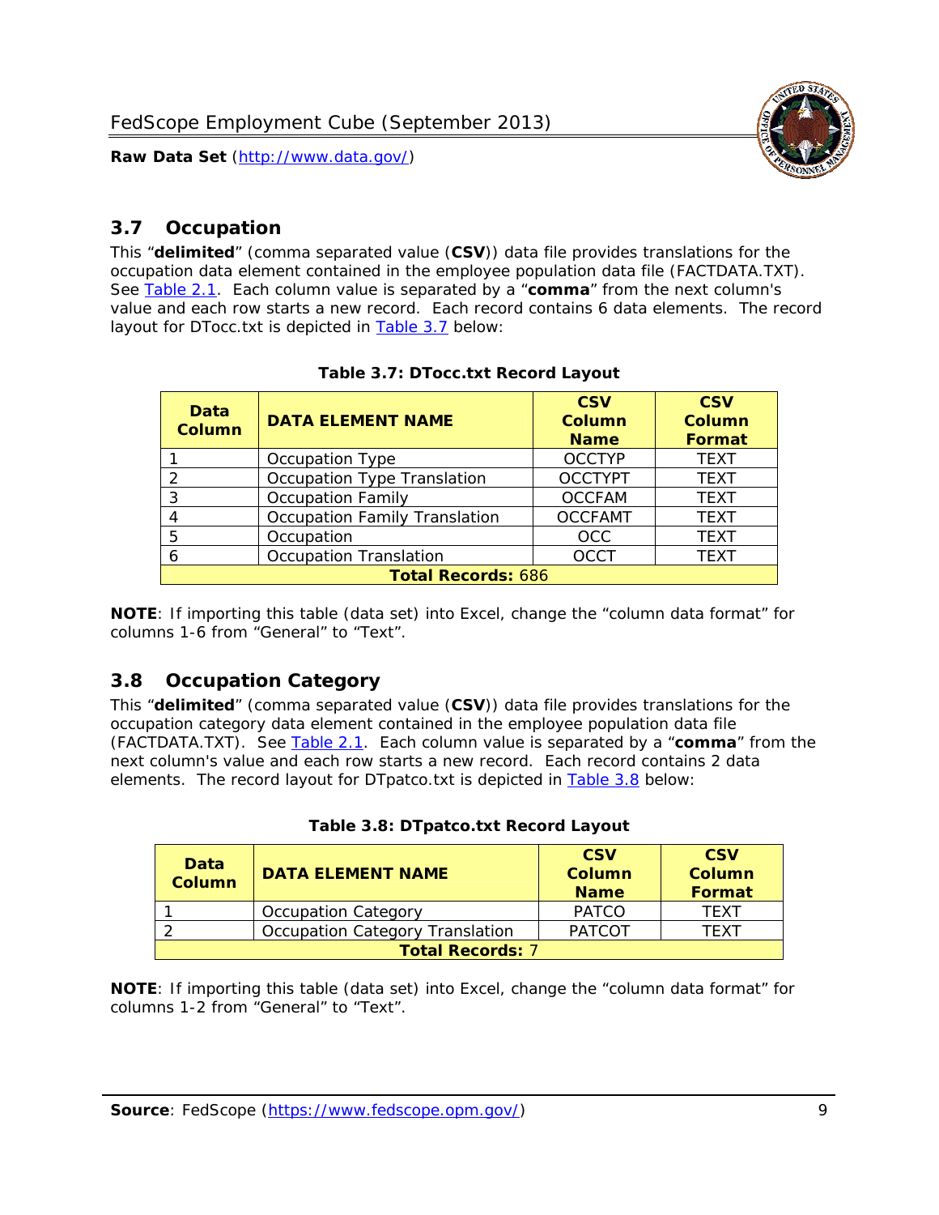## 3.7 Occupation

This "**delimited**" (comma separated value (**CSV**)) data file provides translations for the occupation data element contained in the employee population data file (FACTDATA.TXT). See Table 2.1. Each column value is separated by a "**comma**" from the next column's value and each row starts a new record. Each record contains 6 data elements. The record layout for DTocc.txt is depicted in Table 3.7 below:

**Table 3.7: DTocc.txt Record Layout**

| Data Column | DATA ELEMENT NAME | CSV Column Name | CSV Column Format |
|---|---|---|---|
| 1 | Occupation Type | OCCTYP | TEXT |
| 2 | Occupation Type Translation | OCCTYPT | TEXT |
| 3 | Occupation Family | OCCFAM | TEXT |
| 4 | Occupation Family Translation | OCCFAMT | TEXT |
| 5 | Occupation | OCC | TEXT |
| 6 | Occupation Translation | OCCT | TEXT |
| **Total Records:** 686 | | | |

**NOTE**: If importing this table (data set) into Excel, change the "column data format" for columns 1-6 from "General" to "Text".

## 3.8 Occupation Category

This "**delimited**" (comma separated value (**CSV**)) data file provides translations for the occupation category data element contained in the employee population data file (FACTDATA.TXT). See Table 2.1. Each column value is separated by a "**comma**" from the next column's value and each row starts a new record. Each record contains 2 data elements. The record layout for DTpatco.txt is depicted in Table 3.8 below:

**Table 3.8: DTpatco.txt Record Layout**

| Data Column | DATA ELEMENT NAME | CSV Column Name | CSV Column Format |
|---|---|---|---|
| 1 | Occupation Category | PATCO | TEXT |
| 2 | Occupation Category Translation | PATCOT | TEXT |
| **Total Records:** 7 | | | |

**NOTE**: If importing this table (data set) into Excel, change the "column data format" for columns 1-2 from "General" to "Text".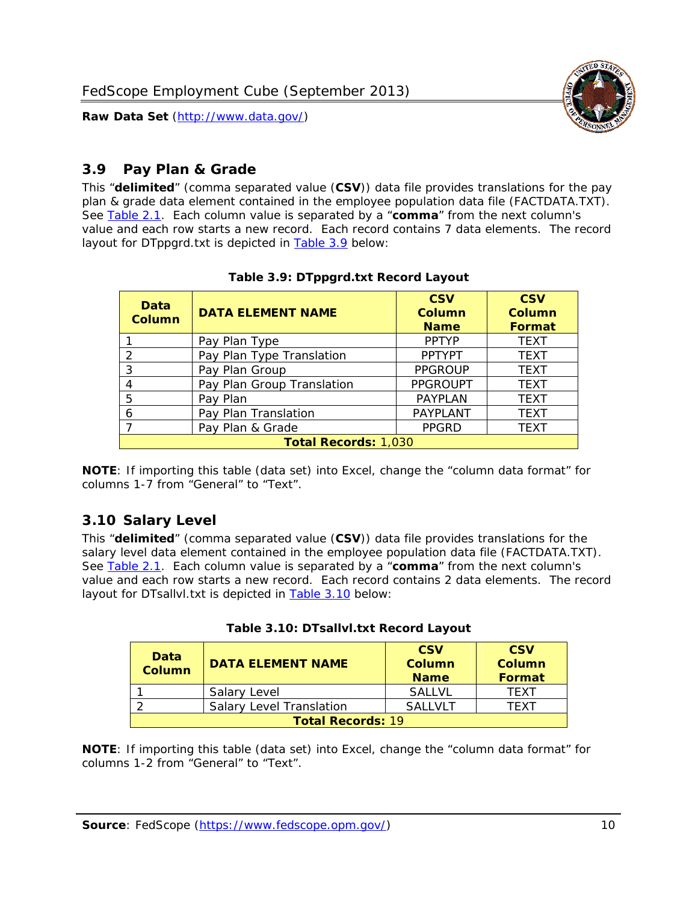## 3.9 Pay Plan & Grade

This "**delimited**" (comma separated value (**CSV**)) data file provides translations for the pay plan & grade data element contained in the employee population data file (FACTDATA.TXT). See Table 2.1. Each column value is separated by a "**comma**" from the next column's value and each row starts a new record. Each record contains 7 data elements. The record layout for DTppgrd.txt is depicted in Table 3.9 below:

**Table 3.9: DTppgrd.txt Record Layout**

| Data Column | DATA ELEMENT NAME | CSV Column Name | CSV Column Format |
|---|---|---|---|
| 1 | Pay Plan Type | PPTYP | TEXT |
| 2 | Pay Plan Type Translation | PPTYPT | TEXT |
| 3 | Pay Plan Group | PPGROUP | TEXT |
| 4 | Pay Plan Group Translation | PPGROUPT | TEXT |
| 5 | Pay Plan | PAYPLAN | TEXT |
| 6 | Pay Plan Translation | PAYPLANT | TEXT |
| 7 | Pay Plan & Grade | PPGRD | TEXT |
| **Total Records:** 1,030 | | | |

**NOTE**: If importing this table (data set) into Excel, change the "column data format" for columns 1-7 from "General" to "Text".

## 3.10 Salary Level

This "**delimited**" (comma separated value (**CSV**)) data file provides translations for the salary level data element contained in the employee population data file (FACTDATA.TXT). See Table 2.1. Each column value is separated by a "**comma**" from the next column's value and each row starts a new record. Each record contains 2 data elements. The record layout for DTsallvl.txt is depicted in Table 3.10 below:

**Table 3.10: DTsallvl.txt Record Layout**

| Data Column | DATA ELEMENT NAME | CSV Column Name | CSV Column Format |
|---|---|---|---|
| 1 | Salary Level | SALLVL | TEXT |
| 2 | Salary Level Translation | SALLVLT | TEXT |
| **Total Records:** 19 | | | |

**NOTE**: If importing this table (data set) into Excel, change the "column data format" for columns 1-2 from "General" to "Text".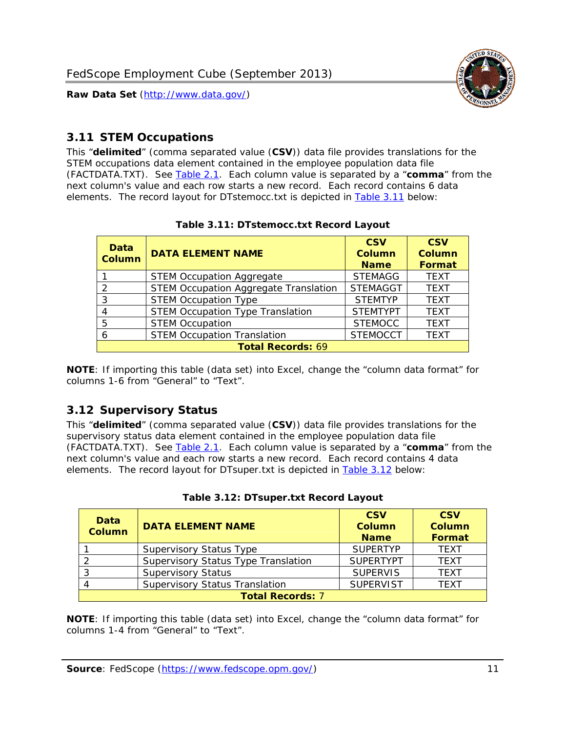## 3.11 STEM Occupations

This "**delimited**" (comma separated value (**CSV**)) data file provides translations for the STEM occupations data element contained in the employee population data file (FACTDATA.TXT). See Table 2.1. Each column value is separated by a "**comma**" from the next column's value and each row starts a new record. Each record contains 6 data elements. The record layout for DTstemocc.txt is depicted in Table 3.11 below:

**Table 3.11: DTstemocc.txt Record Layout**

| Data Column | DATA ELEMENT NAME | CSV Column Name | CSV Column Format |
|---|---|---|---|
| 1 | STEM Occupation Aggregate | STEMAGG | TEXT |
| 2 | STEM Occupation Aggregate Translation | STEMAGGT | TEXT |
| 3 | STEM Occupation Type | STEMTYP | TEXT |
| 4 | STEM Occupation Type Translation | STEMTYPT | TEXT |
| 5 | STEM Occupation | STEMOCC | TEXT |
| 6 | STEM Occupation Translation | STEMOCCT | TEXT |
| **Total Records: 69** | | | |

**NOTE**: If importing this table (data set) into Excel, change the "column data format" for columns 1-6 from "General" to "Text".

## 3.12 Supervisory Status

This "**delimited**" (comma separated value (**CSV**)) data file provides translations for the supervisory status data element contained in the employee population data file (FACTDATA.TXT). See Table 2.1. Each column value is separated by a "**comma**" from the next column's value and each row starts a new record. Each record contains 4 data elements. The record layout for DTsuper.txt is depicted in Table 3.12 below:

**Table 3.12: DTsuper.txt Record Layout**

| Data Column | DATA ELEMENT NAME | CSV Column Name | CSV Column Format |
|---|---|---|---|
| 1 | Supervisory Status Type | SUPERTYP | TEXT |
| 2 | Supervisory Status Type Translation | SUPERTYPT | TEXT |
| 3 | Supervisory Status | SUPERVIS | TEXT |
| 4 | Supervisory Status Translation | SUPERVIST | TEXT |
| **Total Records: 7** | | | |

**NOTE**: If importing this table (data set) into Excel, change the "column data format" for columns 1-4 from "General" to "Text".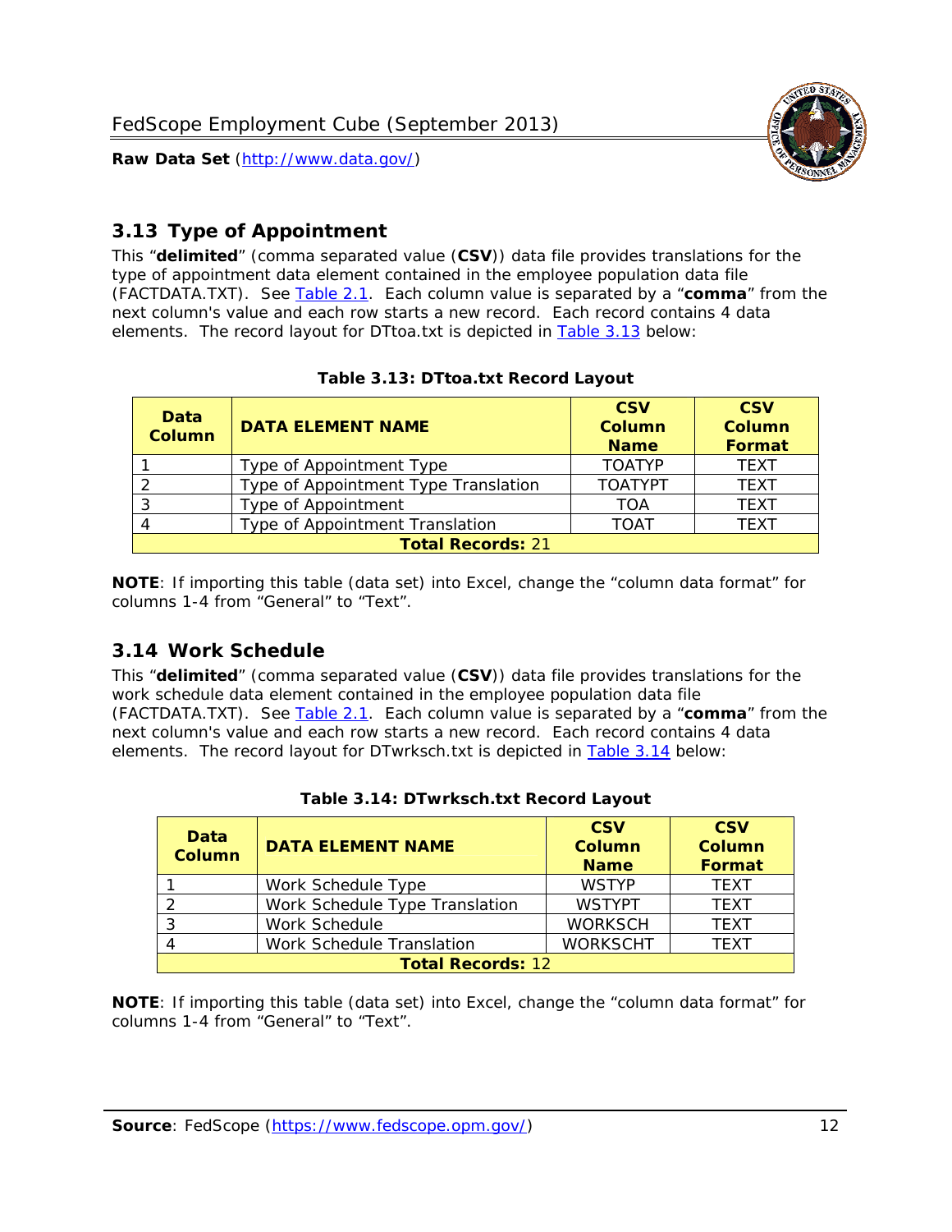## 3.13 Type of Appointment

This "**delimited**" (comma separated value (**CSV**)) data file provides translations for the type of appointment data element contained in the employee population data file (FACTDATA.TXT). See Table 2.1. Each column value is separated by a "**comma**" from the next column's value and each row starts a new record. Each record contains 4 data elements. The record layout for DTtoa.txt is depicted in Table 3.13 below:

**Table 3.13: DTtoa.txt Record Layout**

| Data Column | DATA ELEMENT NAME | CSV Column Name | CSV Column Format |
|---|---|---|---|
| 1 | Type of Appointment Type | TOATYP | TEXT |
| 2 | Type of Appointment Type Translation | TOATYPT | TEXT |
| 3 | Type of Appointment | TOA | TEXT |
| 4 | Type of Appointment Translation | TOAT | TEXT |
| **Total Records: 21** | | | |

**NOTE**: If importing this table (data set) into Excel, change the "column data format" for columns 1-4 from "General" to "Text".

## 3.14 Work Schedule

This "**delimited**" (comma separated value (**CSV**)) data file provides translations for the work schedule data element contained in the employee population data file (FACTDATA.TXT). See Table 2.1. Each column value is separated by a "**comma**" from the next column's value and each row starts a new record. Each record contains 4 data elements. The record layout for DTwrksch.txt is depicted in Table 3.14 below:

**Table 3.14: DTwrksch.txt Record Layout**

| Data Column | DATA ELEMENT NAME | CSV Column Name | CSV Column Format |
|---|---|---|---|
| 1 | Work Schedule Type | WSTYP | TEXT |
| 2 | Work Schedule Type Translation | WSTYPT | TEXT |
| 3 | Work Schedule | WORKSCH | TEXT |
| 4 | Work Schedule Translation | WORKSCHT | TEXT |
| **Total Records: 12** | | | |

**NOTE**: If importing this table (data set) into Excel, change the "column data format" for columns 1-4 from "General" to "Text".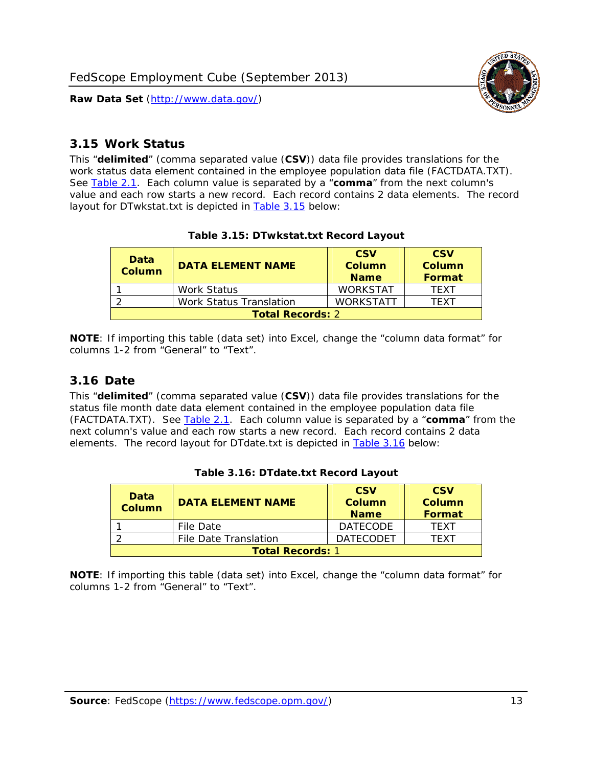## 3.15 Work Status

This "**delimited**" (comma separated value (**CSV**)) data file provides translations for the work status data element contained in the employee population data file (FACTDATA.TXT). See Table 2.1. Each column value is separated by a "**comma**" from the next column's value and each row starts a new record. Each record contains 2 data elements. The record layout for DTwkstat.txt is depicted in Table 3.15 below:

**Table 3.15: DTwkstat.txt Record Layout**

| Data Column | DATA ELEMENT NAME | CSV Column Name | CSV Column Format |
|---|---|---|---|
| 1 | Work Status | WORKSTAT | TEXT |
| 2 | Work Status Translation | WORKSTATT | TEXT |
| **Total Records:** 2 | | | |

**NOTE**: If importing this table (data set) into Excel, change the "column data format" for columns 1-2 from "General" to "Text".

## 3.16 Date

This "**delimited**" (comma separated value (**CSV**)) data file provides translations for the status file month date data element contained in the employee population data file (FACTDATA.TXT). See Table 2.1. Each column value is separated by a "**comma**" from the next column's value and each row starts a new record. Each record contains 2 data elements. The record layout for DTdate.txt is depicted in Table 3.16 below:

**Table 3.16: DTdate.txt Record Layout**

| Data Column | DATA ELEMENT NAME | CSV Column Name | CSV Column Format |
|---|---|---|---|
| 1 | File Date | DATECODE | TEXT |
| 2 | File Date Translation | DATECODET | TEXT |
| **Total Records:** 1 | | | |

**NOTE**: If importing this table (data set) into Excel, change the "column data format" for columns 1-2 from "General" to "Text".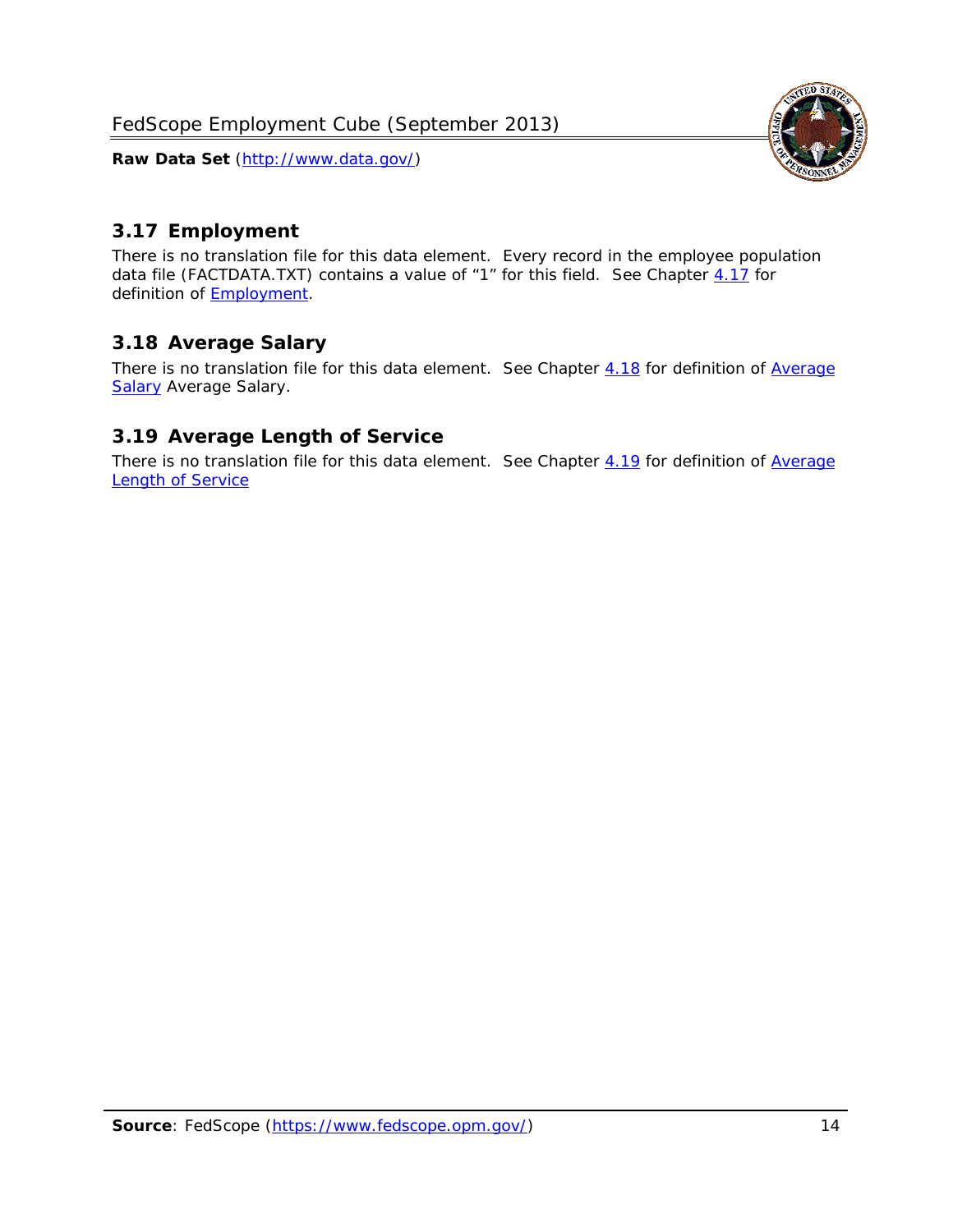## 3.17 Employment

There is no translation file for this data element. Every record in the employee population data file (FACTDATA.TXT) contains a value of "1" for this field. See Chapter 4.17 for definition of Employment.

## 3.18 Average Salary

There is no translation file for this data element. See Chapter 4.18 for definition of Average Salary Average Salary.

## 3.19 Average Length of Service

There is no translation file for this data element. See Chapter 4.19 for definition of Average Length of Service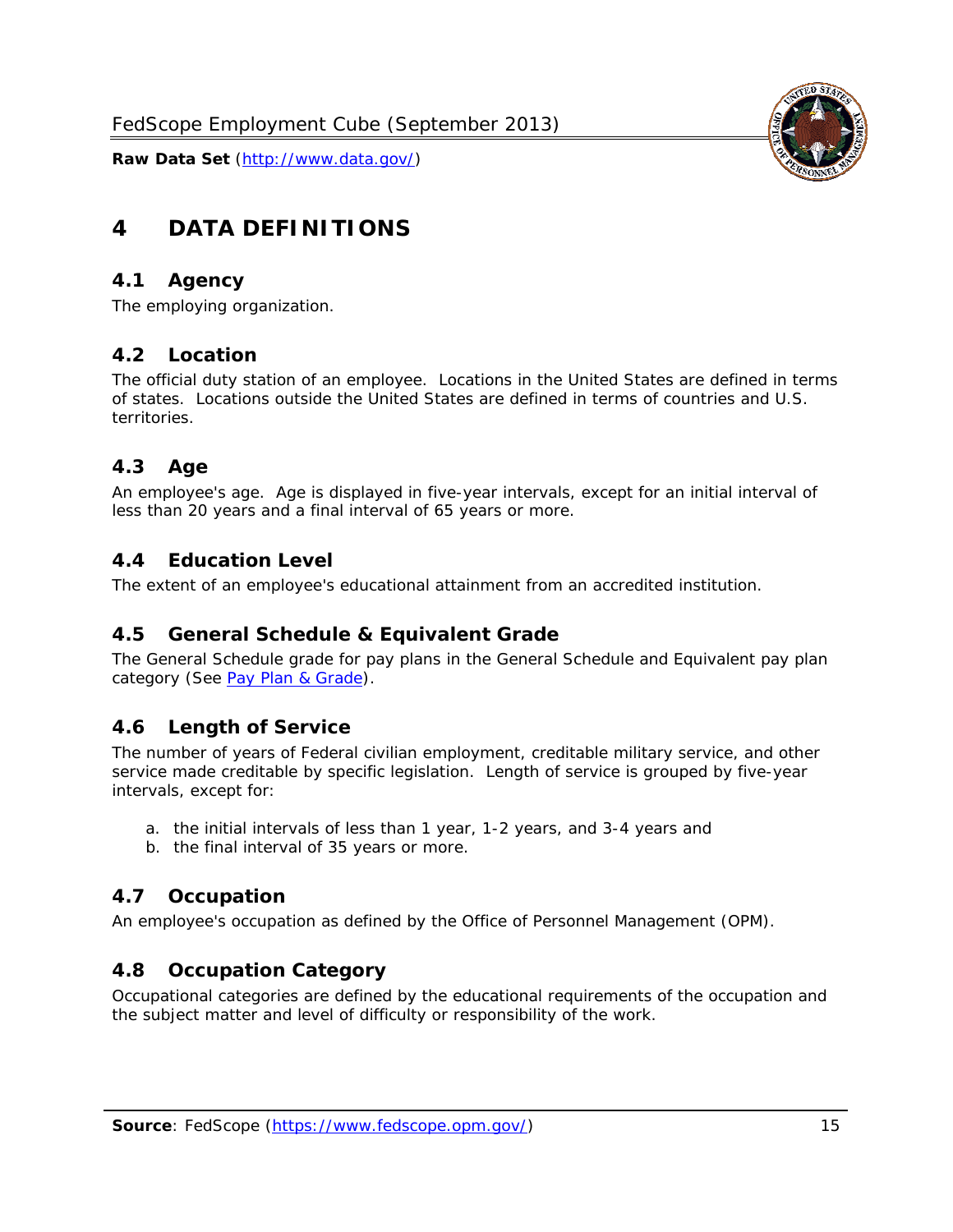# 4 DATA DEFINITIONS

## 4.1 Agency

The employing organization.

## 4.2 Location

The official duty station of an employee. Locations in the United States are defined in terms of states. Locations outside the United States are defined in terms of countries and U.S. territories.

## 4.3 Age

An employee's age. Age is displayed in five-year intervals, except for an initial interval of less than 20 years and a final interval of 65 years or more.

## 4.4 Education Level

The extent of an employee's educational attainment from an accredited institution.

## 4.5 General Schedule & Equivalent Grade

The General Schedule grade for pay plans in the General Schedule and Equivalent pay plan category (See Pay Plan & Grade).

## 4.6 Length of Service

The number of years of Federal civilian employment, creditable military service, and other service made creditable by specific legislation. Length of service is grouped by five-year intervals, except for:

a. the initial intervals of less than 1 year, 1-2 years, and 3-4 years and
b. the final interval of 35 years or more.

## 4.7 Occupation

An employee's occupation as defined by the Office of Personnel Management (OPM).

## 4.8 Occupation Category

Occupational categories are defined by the educational requirements of the occupation and the subject matter and level of difficulty or responsibility of the work.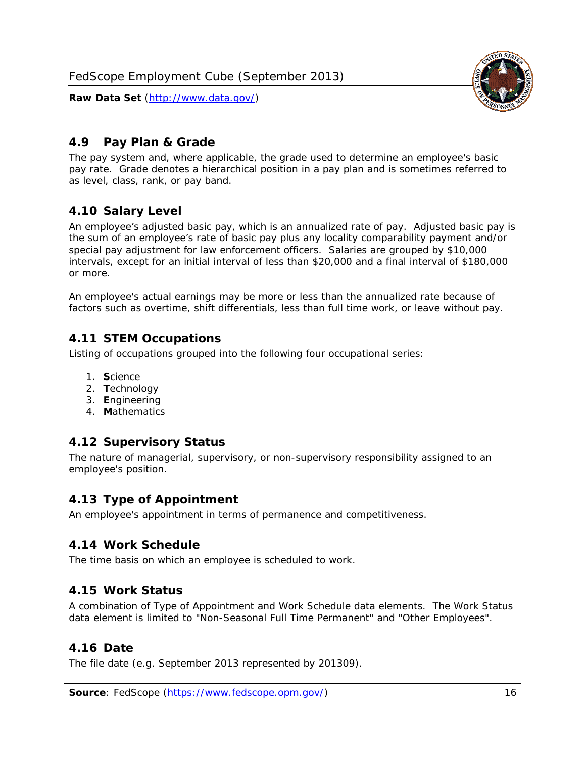## 4.9 Pay Plan & Grade

The pay system and, where applicable, the grade used to determine an employee's basic pay rate. Grade denotes a hierarchical position in a pay plan and is sometimes referred to as level, class, rank, or pay band.

## 4.10 Salary Level

An employee's adjusted basic pay, which is an annualized rate of pay. Adjusted basic pay is the sum of an employee's rate of basic pay plus any locality comparability payment and/or special pay adjustment for law enforcement officers. Salaries are grouped by $10,000 intervals, except for an initial interval of less than $20,000 and a final interval of $180,000 or more.

An employee's actual earnings may be more or less than the annualized rate because of factors such as overtime, shift differentials, less than full time work, or leave without pay.

## 4.11 STEM Occupations

Listing of occupations grouped into the following four occupational series:

1. **S**cience
2. **T**echnology
3. **E**ngineering
4. **M**athematics

## 4.12 Supervisory Status

The nature of managerial, supervisory, or non-supervisory responsibility assigned to an employee's position.

## 4.13 Type of Appointment

An employee's appointment in terms of permanence and competitiveness.

## 4.14 Work Schedule

The time basis on which an employee is scheduled to work.

## 4.15 Work Status

A combination of Type of Appointment and Work Schedule data elements. The Work Status data element is limited to "Non-Seasonal Full Time Permanent" and "Other Employees".

## 4.16 Date

The file date (e.g. September 2013 represented by 201309).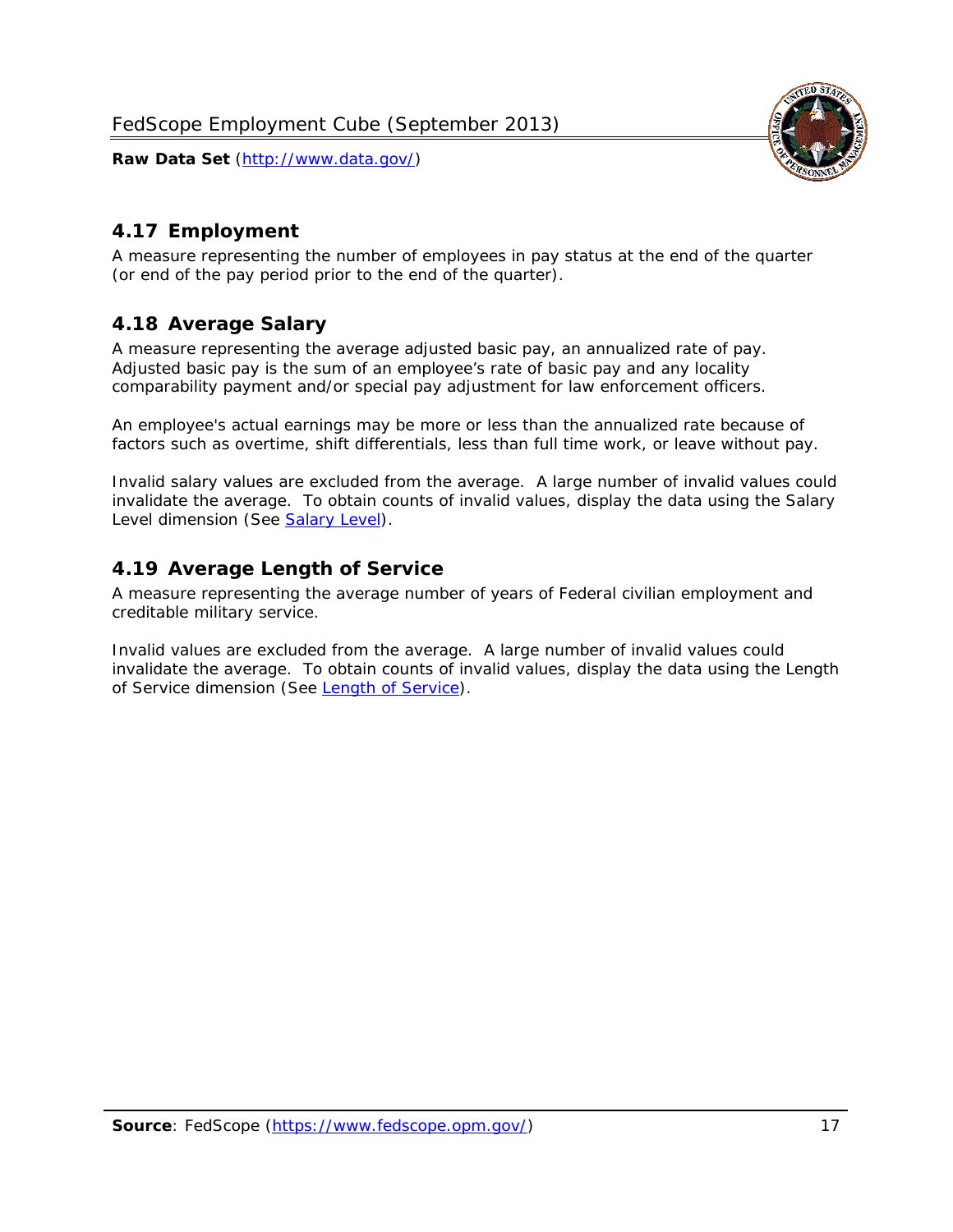## 4.17 Employment

A measure representing the number of employees in pay status at the end of the quarter (or end of the pay period prior to the end of the quarter).

## 4.18 Average Salary

A measure representing the average adjusted basic pay, an annualized rate of pay. Adjusted basic pay is the sum of an employee's rate of basic pay and any locality comparability payment and/or special pay adjustment for law enforcement officers.

An employee's actual earnings may be more or less than the annualized rate because of factors such as overtime, shift differentials, less than full time work, or leave without pay.

Invalid salary values are excluded from the average. A large number of invalid values could invalidate the average. To obtain counts of invalid values, display the data using the Salary Level dimension (See Salary Level).

## 4.19 Average Length of Service

A measure representing the average number of years of Federal civilian employment and creditable military service.

Invalid values are excluded from the average. A large number of invalid values could invalidate the average. To obtain counts of invalid values, display the data using the Length of Service dimension (See Length of Service).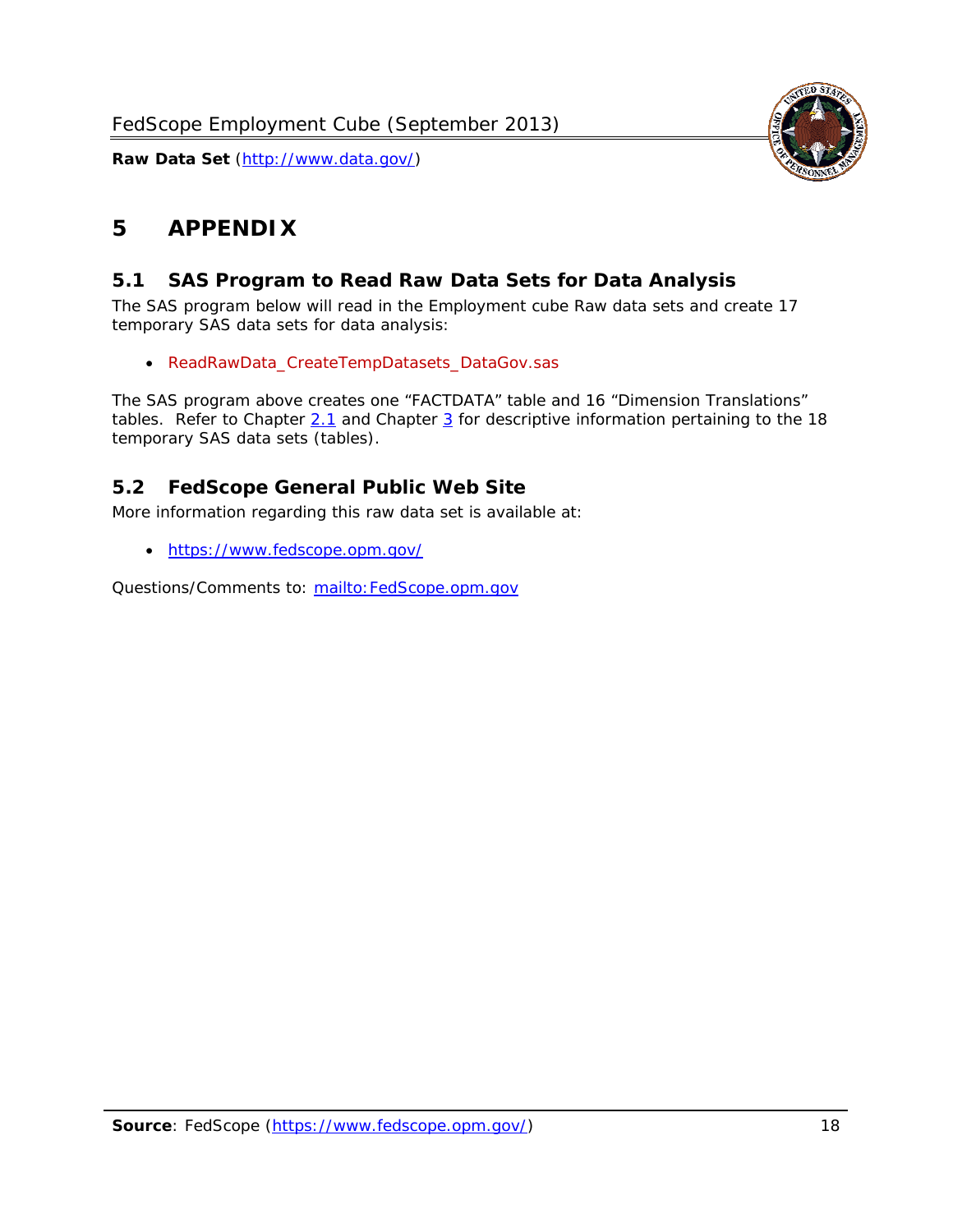# 5 APPENDIX

## 5.1 SAS Program to Read Raw Data Sets for Data Analysis

The SAS program below will read in the Employment cube Raw data sets and create 17 temporary SAS data sets for data analysis:

- ReadRawData_CreateTempDatasets_DataGov.sas

The SAS program above creates one "FACTDATA" table and 16 "Dimension Translations" tables. Refer to Chapter 2.1 and Chapter 3 for descriptive information pertaining to the 18 temporary SAS data sets (tables).

## 5.2 FedScope General Public Web Site

More information regarding this raw data set is available at:

- https://www.fedscope.opm.gov/

Questions/Comments to: mailto:FedScope.opm.gov